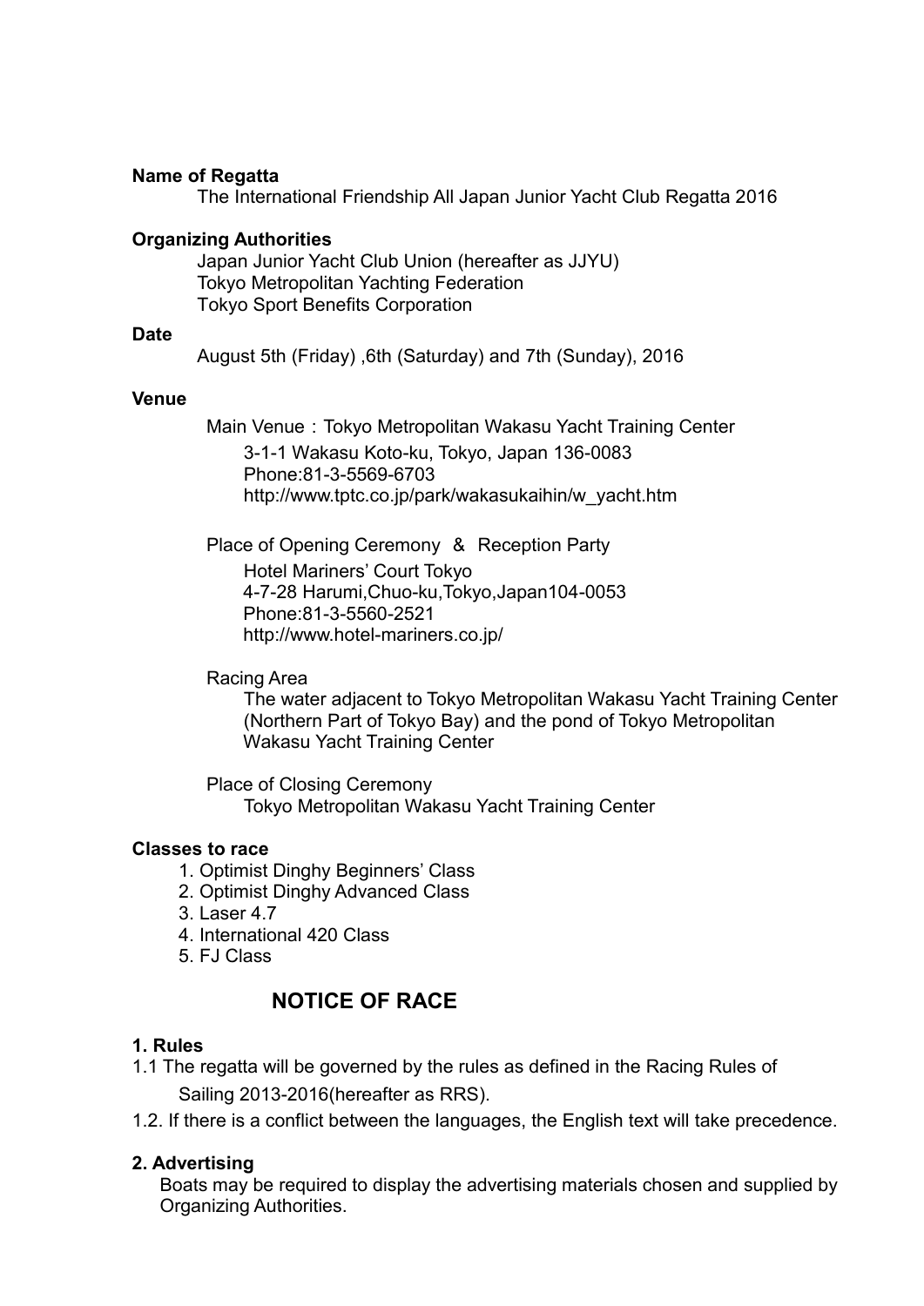**Name of Regatta**

The International Friendship All Japan Junior Yacht Club Regatta 2016

**Organizing Authorities**

Japan Junior Yacht Club Union (hereafter as JJYU)
Tokyo Metropolitan Yachting Federation
Tokyo Sport Benefits Corporation

**Date**

August 5th (Friday) ,6th (Saturday) and 7th (Sunday), 2016

**Venue**

Main Venue：Tokyo Metropolitan Wakasu Yacht Training Center

3-1-1 Wakasu Koto-ku, Tokyo, Japan 136-0083
Phone:81-3-5569-6703
http://www.tptc.co.jp/park/wakasukaihin/w_yacht.htm

Place of Opening Ceremony & Reception Party

Hotel Mariners' Court Tokyo
4-7-28 Harumi,Chuo-ku,Tokyo,Japan104-0053
Phone:81-3-5560-2521
http://www.hotel-mariners.co.jp/

Racing Area

The water adjacent to Tokyo Metropolitan Wakasu Yacht Training Center (Northern Part of Tokyo Bay) and the pond of Tokyo Metropolitan Wakasu Yacht Training Center

Place of Closing Ceremony

Tokyo Metropolitan Wakasu Yacht Training Center

**Classes to race**

1. Optimist Dinghy Beginners' Class
2. Optimist Dinghy Advanced Class
3. Laser 4.7
4. International 420 Class
5. FJ Class

# NOTICE OF RACE

**1. Rules**

1.1 The regatta will be governed by the rules as defined in the Racing Rules of Sailing 2013-2016(hereafter as RRS).

1.2. If there is a conflict between the languages, the English text will take precedence.

**2. Advertising**

Boats may be required to display the advertising materials chosen and supplied by Organizing Authorities.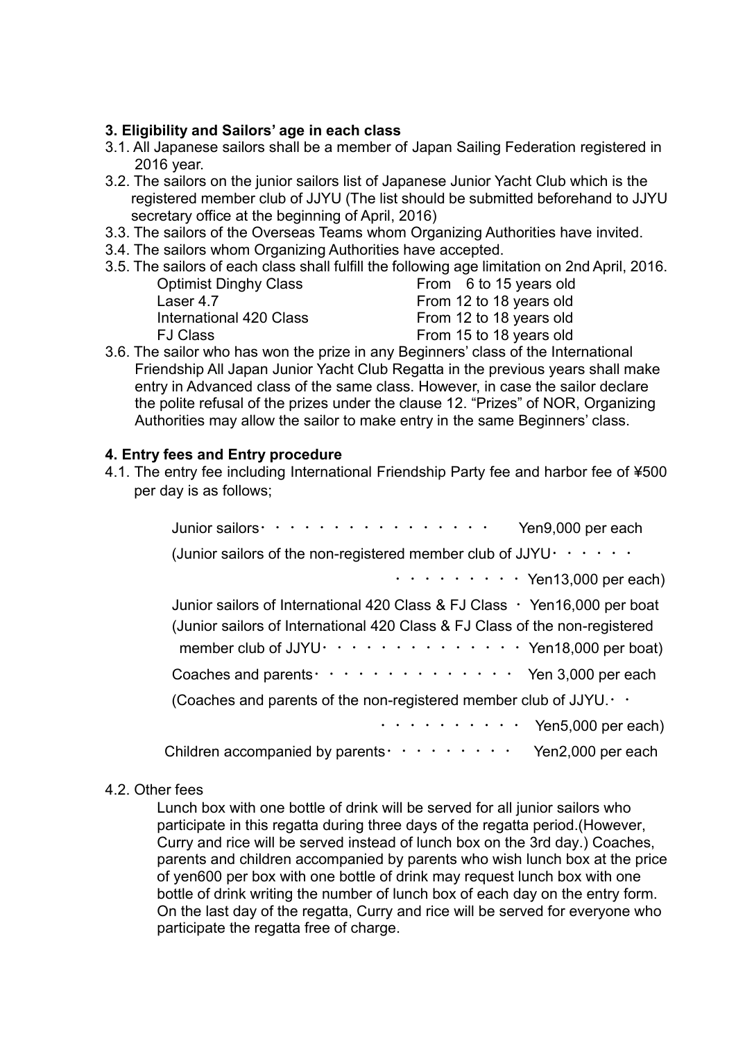### 3. Eligibility and Sailors' age in each class

3.1. All Japanese sailors shall be a member of Japan Sailing Federation registered in 2016 year.

3.2. The sailors on the junior sailors list of Japanese Junior Yacht Club which is the registered member club of JJYU (The list should be submitted beforehand to JJYU secretary office at the beginning of April, 2016)

3.3. The sailors of the Overseas Teams whom Organizing Authorities have invited.

3.4. The sailors whom Organizing Authorities have accepted.

3.5. The sailors of each class shall fulfill the following age limitation on 2nd April, 2016.

| | |
|---|---|
| Optimist Dinghy Class | From 6 to 15 years old |
| Laser 4.7 | From 12 to 18 years old |
| International 420 Class | From 12 to 18 years old |
| FJ Class | From 15 to 18 years old |

3.6. The sailor who has won the prize in any Beginners' class of the International Friendship All Japan Junior Yacht Club Regatta in the previous years shall make entry in Advanced class of the same class. However, in case the sailor declare the polite refusal of the prizes under the clause 12. "Prizes" of NOR, Organizing Authorities may allow the sailor to make entry in the same Beginners' class.

### 4. Entry fees and Entry procedure

4.1. The entry fee including International Friendship Party fee and harbor fee of ¥500 per day is as follows;

Junior sailors・・・・・・・・・・・・・・・・ Yen9,000 per each

(Junior sailors of the non-registered member club of JJYU・・・・・・

・・・・・・・・・ Yen13,000 per each)

Junior sailors of International 420 Class & FJ Class ・ Yen16,000 per boat

(Junior sailors of International 420 Class & FJ Class of the non-registered member club of JJYU・・・・・・・・・・・・・・ Yen18,000 per boat)

Coaches and parents・・・・・・・・・・・・・・ Yen 3,000 per each

(Coaches and parents of the non-registered member club of JJYU.・・

・・・・・・・・・・ Yen5,000 per each)

Children accompanied by parents・・・・・・・・・ Yen2,000 per each

4.2. Other fees

Lunch box with one bottle of drink will be served for all junior sailors who participate in this regatta during three days of the regatta period.(However, Curry and rice will be served instead of lunch box on the 3rd day.) Coaches, parents and children accompanied by parents who wish lunch box at the price of yen600 per box with one bottle of drink may request lunch box with one bottle of drink writing the number of lunch box of each day on the entry form. On the last day of the regatta, Curry and rice will be served for everyone who participate the regatta free of charge.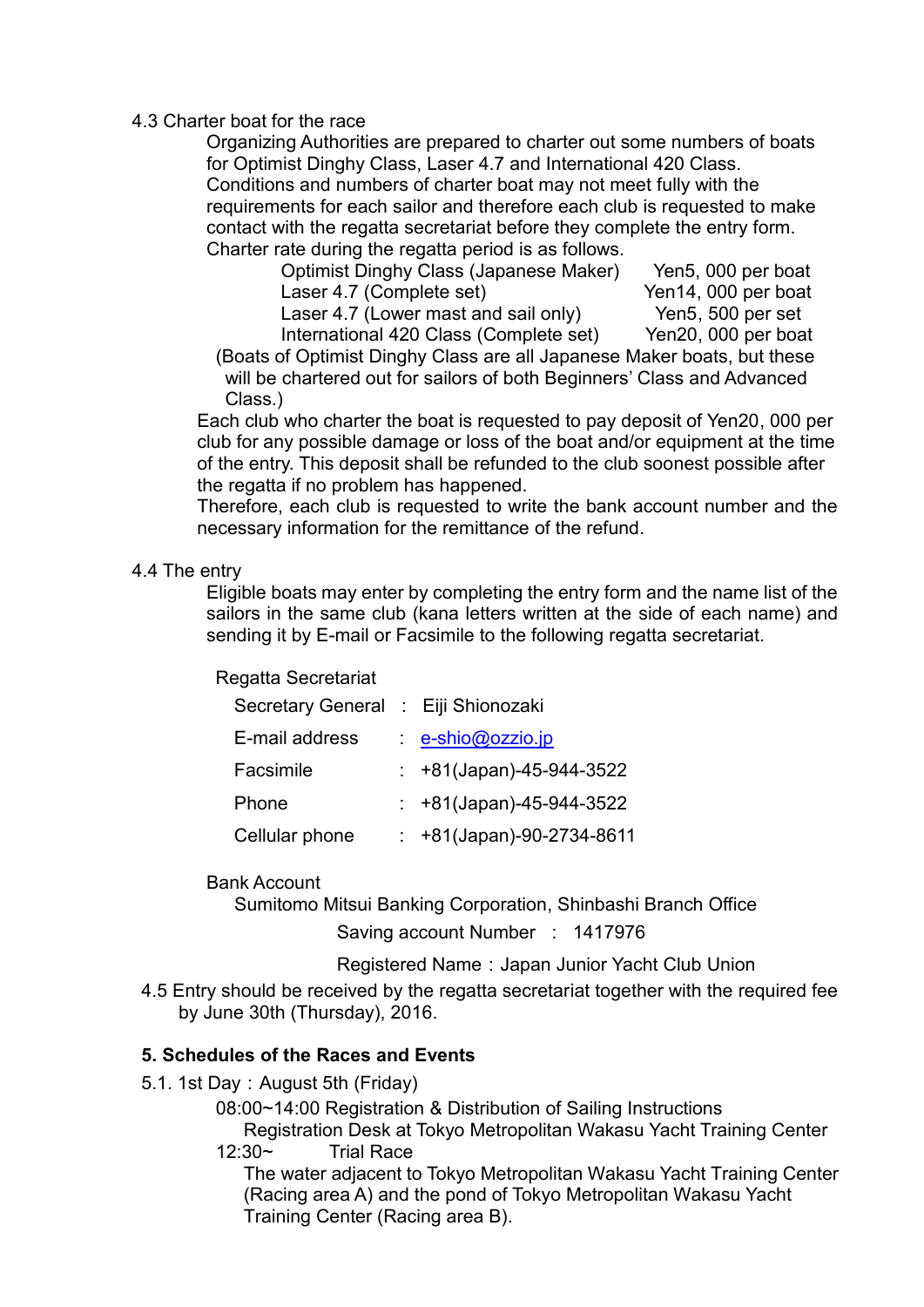4.3 Charter boat for the race

Organizing Authorities are prepared to charter out some numbers of boats for Optimist Dinghy Class, Laser 4.7 and International 420 Class. Conditions and numbers of charter boat may not meet fully with the requirements for each sailor and therefore each club is requested to make contact with the regatta secretariat before they complete the entry form. Charter rate during the regatta period is as follows.

| | |
|---|---|
| Optimist Dinghy Class (Japanese Maker) | Yen5, 000 per boat |
| Laser 4.7 (Complete set) | Yen14, 000 per boat |
| Laser 4.7 (Lower mast and sail only) | Yen5, 500 per set |
| International 420 Class (Complete set) | Yen20, 000 per boat |

(Boats of Optimist Dinghy Class are all Japanese Maker boats, but these will be chartered out for sailors of both Beginners' Class and Advanced Class.)

Each club who charter the boat is requested to pay deposit of Yen20, 000 per club for any possible damage or loss of the boat and/or equipment at the time of the entry. This deposit shall be refunded to the club soonest possible after the regatta if no problem has happened.

Therefore, each club is requested to write the bank account number and the necessary information for the remittance of the refund.

4.4 The entry

Eligible boats may enter by completing the entry form and the name list of the sailors in the same club (kana letters written at the side of each name) and sending it by E-mail or Facsimile to the following regatta secretariat.

Regatta Secretariat

| | | |
|---|---|---|
| Secretary General | : | Eiji Shionozaki |
| E-mail address | : | e-shio@ozzio.jp |
| Facsimile | : | +81(Japan)-45-944-3522 |
| Phone | : | +81(Japan)-45-944-3522 |
| Cellular phone | : | +81(Japan)-90-2734-8611 |

Bank Account

Sumitomo Mitsui Banking Corporation, Shinbashi Branch Office

Saving account Number : 1417976

Registered Name：Japan Junior Yacht Club Union

4.5 Entry should be received by the regatta secretariat together with the required fee by June 30th (Thursday), 2016.

**5. Schedules of the Races and Events**

5.1. 1st Day：August 5th (Friday)

08:00~14:00 Registration & Distribution of Sailing Instructions
Registration Desk at Tokyo Metropolitan Wakasu Yacht Training Center

12:30~ Trial Race
The water adjacent to Tokyo Metropolitan Wakasu Yacht Training Center (Racing area A) and the pond of Tokyo Metropolitan Wakasu Yacht Training Center (Racing area B).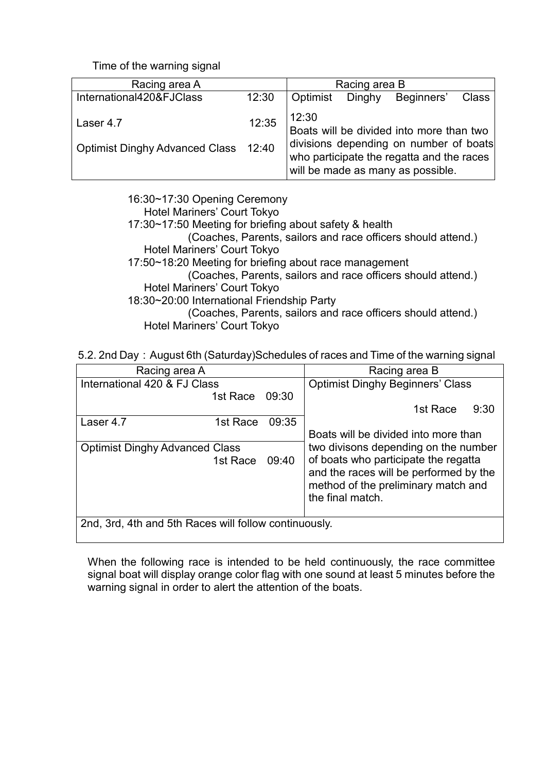Time of the warning signal

| Racing area A | | Racing area B |
|---|---|---|
| International420&FJClass | 12:30 | Optimist Dinghy Beginners' Class |
| Laser 4.7 | 12:35 | 12:30<br>Boats will be divided into more than two divisions depending on number of boats who participate the regatta and the races will be made as many as possible. |
| Optimist Dinghy Advanced Class | 12:40 | |

16:30~17:30 Opening Ceremony
Hotel Mariners' Court Tokyo
17:30~17:50 Meeting for briefing about safety & health
(Coaches, Parents, sailors and race officers should attend.)
Hotel Mariners' Court Tokyo
17:50~18:20 Meeting for briefing about race management
(Coaches, Parents, sailors and race officers should attend.)
Hotel Mariners' Court Tokyo
18:30~20:00 International Friendship Party
(Coaches, Parents, sailors and race officers should attend.)
Hotel Mariners' Court Tokyo

5.2. 2nd Day：August 6th (Saturday)Schedules of races and Time of the warning signal

| Racing area A | Racing area B |
|---|---|
| International 420 & FJ Class 1st Race 09:30 | Optimist Dinghy Beginners' Class<br>1st Race 9:30 |
| Laser 4.7 1st Race 09:35 | Boats will be divided into more than two divisons depending on the number of boats who participate the regatta and the races will be performed by the method of the preliminary match and the final match. |
| Optimist Dinghy Advanced Class 1st Race 09:40 | |
| 2nd, 3rd, 4th and 5th Races will follow continuously. | |

When the following race is intended to be held continuously, the race committee signal boat will display orange color flag with one sound at least 5 minutes before the warning signal in order to alert the attention of the boats.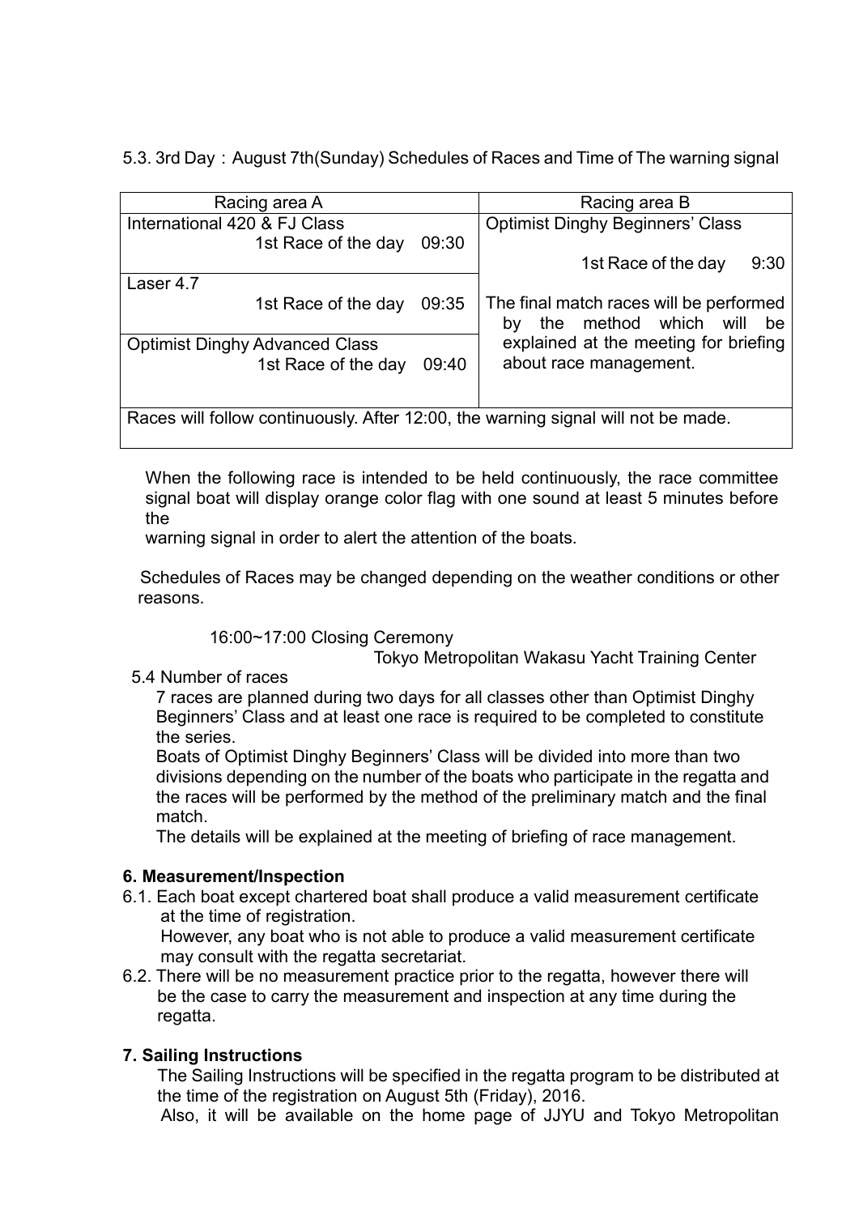5.3. 3rd Day：August 7th(Sunday) Schedules of Races and Time of The warning signal

| Racing area A | Racing area B |
| --- | --- |
| International 420 & FJ Class<br>1st Race of the day 09:30 | Optimist Dinghy Beginners' Class<br>1st Race of the day 9:30 |
| Laser 4.7<br>1st Race of the day 09:35 | The final match races will be performed by the method which will be explained at the meeting for briefing about race management. |
| Optimist Dinghy Advanced Class<br>1st Race of the day 09:40 | |
| Races will follow continuously. After 12:00, the warning signal will not be made. | |

When the following race is intended to be held continuously, the race committee signal boat will display orange color flag with one sound at least 5 minutes before the warning signal in order to alert the attention of the boats.

Schedules of Races may be changed depending on the weather conditions or other reasons.

16:00~17:00 Closing Ceremony
Tokyo Metropolitan Wakasu Yacht Training Center

5.4 Number of races

7 races are planned during two days for all classes other than Optimist Dinghy Beginners' Class and at least one race is required to be completed to constitute the series.

Boats of Optimist Dinghy Beginners' Class will be divided into more than two divisions depending on the number of the boats who participate in the regatta and the races will be performed by the method of the preliminary match and the final match.

The details will be explained at the meeting of briefing of race management.

**6. Measurement/Inspection**

6.1. Each boat except chartered boat shall produce a valid measurement certificate at the time of registration.
However, any boat who is not able to produce a valid measurement certificate may consult with the regatta secretariat.

6.2. There will be no measurement practice prior to the regatta, however there will be the case to carry the measurement and inspection at any time during the regatta.

**7. Sailing Instructions**

The Sailing Instructions will be specified in the regatta program to be distributed at the time of the registration on August 5th (Friday), 2016.
Also, it will be available on the home page of JJYU and Tokyo Metropolitan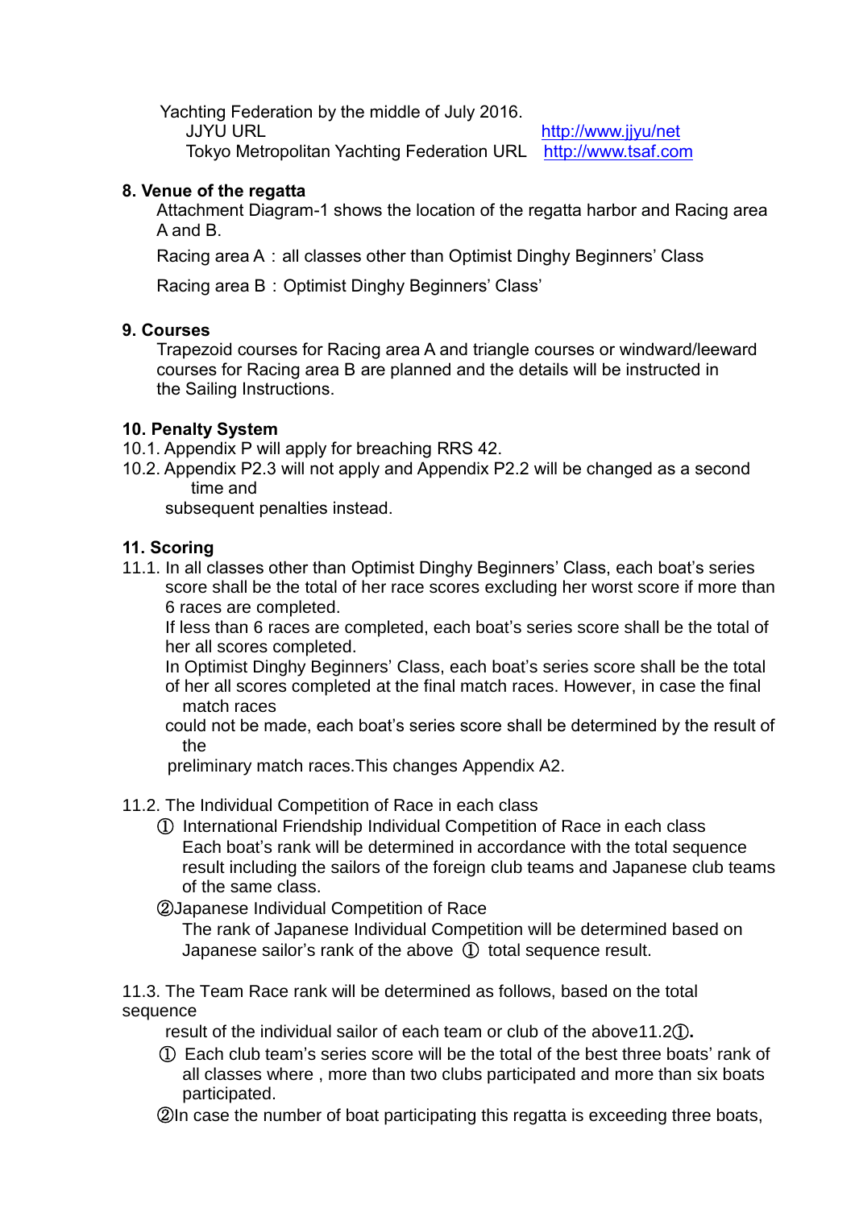Yachting Federation by the middle of July 2016.

JJYU URL http://www.jjyu/net

Tokyo Metropolitan Yachting Federation URL http://www.tsaf.com

**8. Venue of the regatta**

Attachment Diagram-1 shows the location of the regatta harbor and Racing area A and B.

Racing area A：all classes other than Optimist Dinghy Beginners' Class

Racing area B：Optimist Dinghy Beginners' Class'

**9. Courses**

Trapezoid courses for Racing area A and triangle courses or windward/leeward courses for Racing area B are planned and the details will be instructed in the Sailing Instructions.

**10. Penalty System**

10.1. Appendix P will apply for breaching RRS 42.

10.2. Appendix P2.3 will not apply and Appendix P2.2 will be changed as a second time and subsequent penalties instead.

**11. Scoring**

11.1. In all classes other than Optimist Dinghy Beginners' Class, each boat's series score shall be the total of her race scores excluding her worst score if more than 6 races are completed.

If less than 6 races are completed, each boat's series score shall be the total of her all scores completed.

In Optimist Dinghy Beginners' Class, each boat's series score shall be the total of her all scores completed at the final match races. However, in case the final match races could not be made, each boat's series score shall be determined by the result of the preliminary match races.This changes Appendix A2.

11.2. The Individual Competition of Race in each class

① International Friendship Individual Competition of Race in each class

Each boat's rank will be determined in accordance with the total sequence result including the sailors of the foreign club teams and Japanese club teams of the same class.

②Japanese Individual Competition of Race

The rank of Japanese Individual Competition will be determined based on Japanese sailor's rank of the above ① total sequence result.

11.3. The Team Race rank will be determined as follows, based on the total sequence result of the individual sailor of each team or club of the above11.2①**.**

① Each club team's series score will be the total of the best three boats' rank of all classes where , more than two clubs participated and more than six boats participated.

②In case the number of boat participating this regatta is exceeding three boats,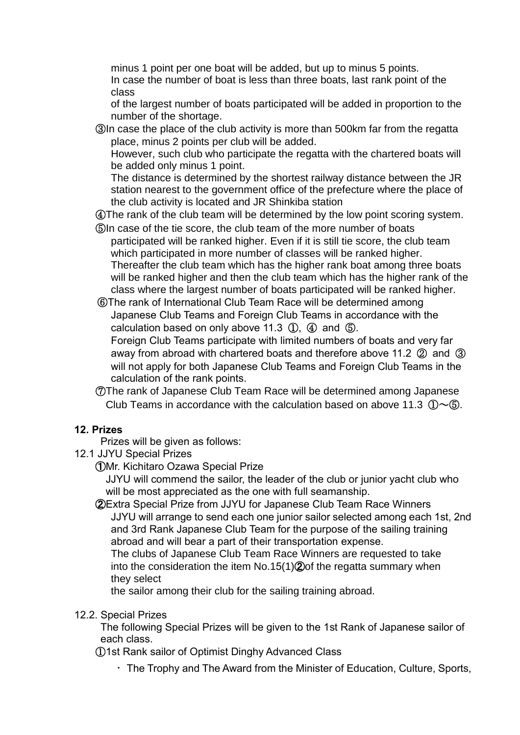minus 1 point per one boat will be added, but up to minus 5 points.
In case the number of boat is less than three boats, last rank point of the class
of the largest number of boats participated will be added in proportion to the number of the shortage.

③In case the place of the club activity is more than 500km far from the regatta place, minus 2 points per club will be added.
However, such club who participate the regatta with the chartered boats will be added only minus 1 point.
The distance is determined by the shortest railway distance between the JR station nearest to the government office of the prefecture where the place of the club activity is located and JR Shinkiba station

④The rank of the club team will be determined by the low point scoring system.

⑤In case of the tie score, the club team of the more number of boats participated will be ranked higher. Even if it is still tie score, the club team which participated in more number of classes will be ranked higher. Thereafter the club team which has the higher rank boat among three boats will be ranked higher and then the club team which has the higher rank of the class where the largest number of boats participated will be ranked higher.

⑥The rank of International Club Team Race will be determined among Japanese Club Teams and Foreign Club Teams in accordance with the calculation based on only above 11.3 ①, ④ and ⑤.
Foreign Club Teams participate with limited numbers of boats and very far away from abroad with chartered boats and therefore above 11.2 ② and ③ will not apply for both Japanese Club Teams and Foreign Club Teams in the calculation of the rank points.

⑦The rank of Japanese Club Team Race will be determined among Japanese Club Teams in accordance with the calculation based on above 11.3 ①～⑤.

## 12. Prizes

Prizes will be given as follows:

12.1 JJYU Special Prizes

①Mr. Kichitaro Ozawa Special Prize
JJYU will commend the sailor, the leader of the club or junior yacht club who will be most appreciated as the one with full seamanship.

②Extra Special Prize from JJYU for Japanese Club Team Race Winners
JJYU will arrange to send each one junior sailor selected among each 1st, 2nd and 3rd Rank Japanese Club Team for the purpose of the sailing training abroad and will bear a part of their transportation expense.
The clubs of Japanese Club Team Race Winners are requested to take into the consideration the item No.15(1)②of the regatta summary when they select
the sailor among their club for the sailing training abroad.

12.2. Special Prizes

The following Special Prizes will be given to the 1st Rank of Japanese sailor of each class.

①1st Rank sailor of Optimist Dinghy Advanced Class

・ The Trophy and The Award from the Minister of Education, Culture, Sports,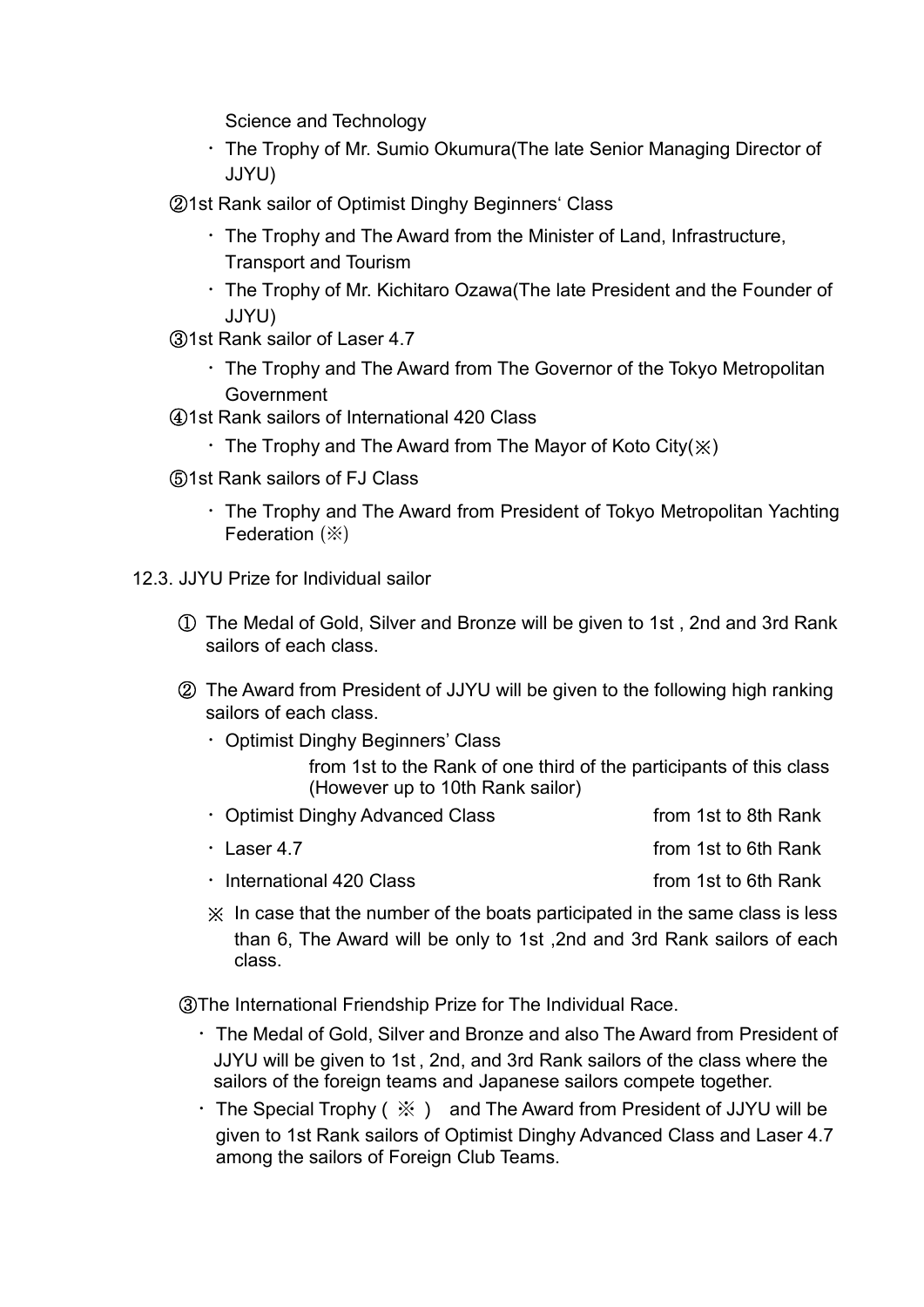Science and Technology

- ・The Trophy of Mr. Sumio Okumura(The late Senior Managing Director of JJYU)

②1st Rank sailor of Optimist Dinghy Beginners' Class

- ・The Trophy and The Award from the Minister of Land, Infrastructure, Transport and Tourism
- ・The Trophy of Mr. Kichitaro Ozawa(The late President and the Founder of JJYU)

③1st Rank sailor of Laser 4.7

- ・The Trophy and The Award from The Governor of the Tokyo Metropolitan Government

④1st Rank sailors of International 420 Class

- ・The Trophy and The Award from The Mayor of Koto City(※)

⑤1st Rank sailors of FJ Class

- ・The Trophy and The Award from President of Tokyo Metropolitan Yachting Federation (※)

12.3. JJYU Prize for Individual sailor

① The Medal of Gold, Silver and Bronze will be given to 1st , 2nd and 3rd Rank sailors of each class.

② The Award from President of JJYU will be given to the following high ranking sailors of each class.

- ・Optimist Dinghy Beginners' Class
  from 1st to the Rank of one third of the participants of this class (However up to 10th Rank sailor)
- ・Optimist Dinghy Advanced Class　　　from 1st to 8th Rank
- ・Laser 4.7　　　from 1st to 6th Rank
- ・International 420 Class　　　from 1st to 6th Rank

※ In case that the number of the boats participated in the same class is less than 6, The Award will be only to 1st ,2nd and 3rd Rank sailors of each class.

③The International Friendship Prize for The Individual Race.

- ・The Medal of Gold, Silver and Bronze and also The Award from President of JJYU will be given to 1st , 2nd, and 3rd Rank sailors of the class where the sailors of the foreign teams and Japanese sailors compete together.
- ・The Special Trophy ( ※ ) and The Award from President of JJYU will be given to 1st Rank sailors of Optimist Dinghy Advanced Class and Laser 4.7 among the sailors of Foreign Club Teams.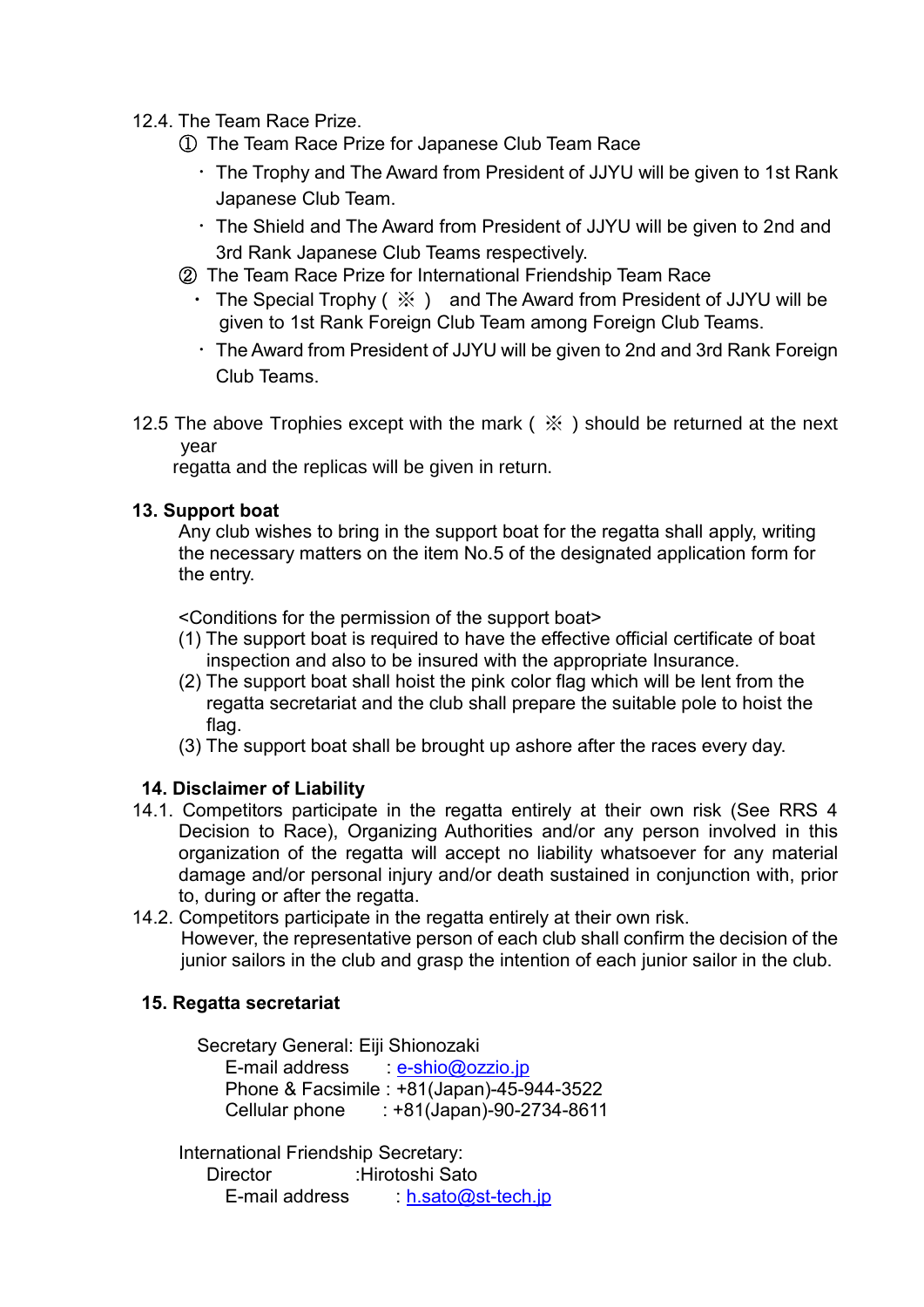12.4. The Team Race Prize.

① The Team Race Prize for Japanese Club Team Race

- The Trophy and The Award from President of JJYU will be given to 1st Rank Japanese Club Team.
- The Shield and The Award from President of JJYU will be given to 2nd and 3rd Rank Japanese Club Teams respectively.

② The Team Race Prize for International Friendship Team Race

- The Special Trophy ( ※ ) and The Award from President of JJYU will be given to 1st Rank Foreign Club Team among Foreign Club Teams.
- The Award from President of JJYU will be given to 2nd and 3rd Rank Foreign Club Teams.

12.5 The above Trophies except with the mark ( ※ ) should be returned at the next year regatta and the replicas will be given in return.

**13. Support boat**

Any club wishes to bring in the support boat for the regatta shall apply, writing the necessary matters on the item No.5 of the designated application form for the entry.

<Conditions for the permission of the support boat>

(1) The support boat is required to have the effective official certificate of boat inspection and also to be insured with the appropriate Insurance.
(2) The support boat shall hoist the pink color flag which will be lent from the regatta secretariat and the club shall prepare the suitable pole to hoist the flag.
(3) The support boat shall be brought up ashore after the races every day.

**14. Disclaimer of Liability**

14.1. Competitors participate in the regatta entirely at their own risk (See RRS 4 Decision to Race), Organizing Authorities and/or any person involved in this organization of the regatta will accept no liability whatsoever for any material damage and/or personal injury and/or death sustained in conjunction with, prior to, during or after the regatta.

14.2. Competitors participate in the regatta entirely at their own risk. However, the representative person of each club shall confirm the decision of the junior sailors in the club and grasp the intention of each junior sailor in the club.

**15. Regatta secretariat**

Secretary General: Eiji Shionozaki
E-mail address : e-shio@ozzio.jp
Phone & Facsimile : +81(Japan)-45-944-3522
Cellular phone : +81(Japan)-90-2734-8611

International Friendship Secretary:
Director :Hirotoshi Sato
E-mail address : h.sato@st-tech.jp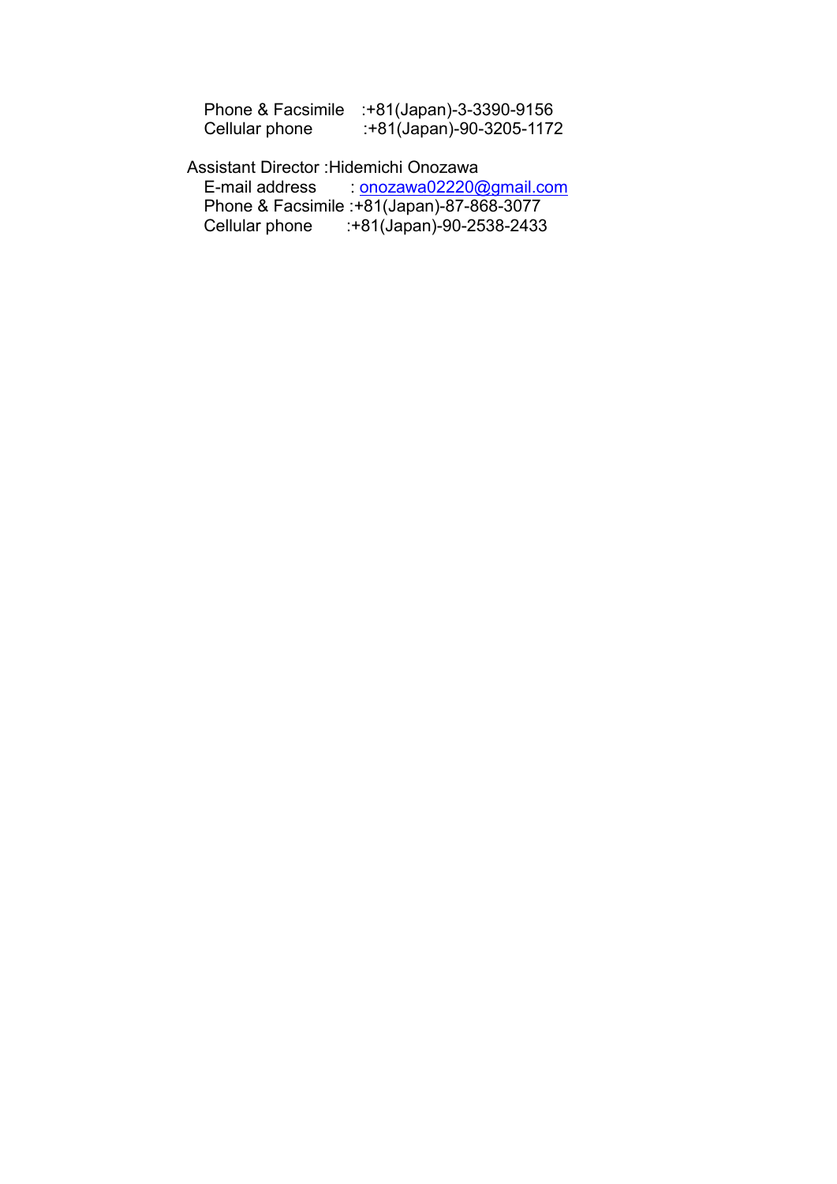Phone & Facsimile :+81(Japan)-3-3390-9156
Cellular phone :+81(Japan)-90-3205-1172

Assistant Director :Hidemichi Onozawa
E-mail address : onozawa02220@gmail.com
Phone & Facsimile :+81(Japan)-87-868-3077
Cellular phone :+81(Japan)-90-2538-2433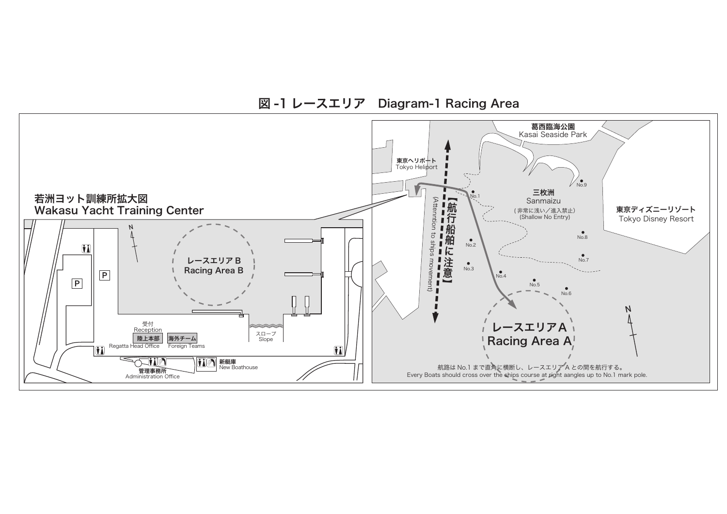# 図 -1 レースエリア　Diagram-1 Racing Area

若洲ヨット訓練所拡大図
Wakasu Yacht Training Center

N

レースエリア B
Racing Area B

P

P

受付
Reception

陸上本部
Regatta Head Office

海外チーム
Foreign Teams

スロープ
Slope

管理事務所
Administration Office

新艇庫
New Boathouse

葛西臨海公園
Kasai Seaside Park

東京ヘリポート
Tokyo Heliport

【航行船舶に注意】
(Attention to ships movement)

三枚洲
Sanmaizu
(非常に浅い／進入禁止)
(Shallow No Entry)

東京ディズニーリゾート
Tokyo Disney Resort

No.1

No.2

No.3

No.4

No.5

No.6

No.7

No.8

No.9

N

レースエリア A
Racing Area A

航路は No.1 まで直角に横断し、レースエリア A との間を航行する。
Every Boats should cross over the ships course at right aangles up to No.1 mark pole.